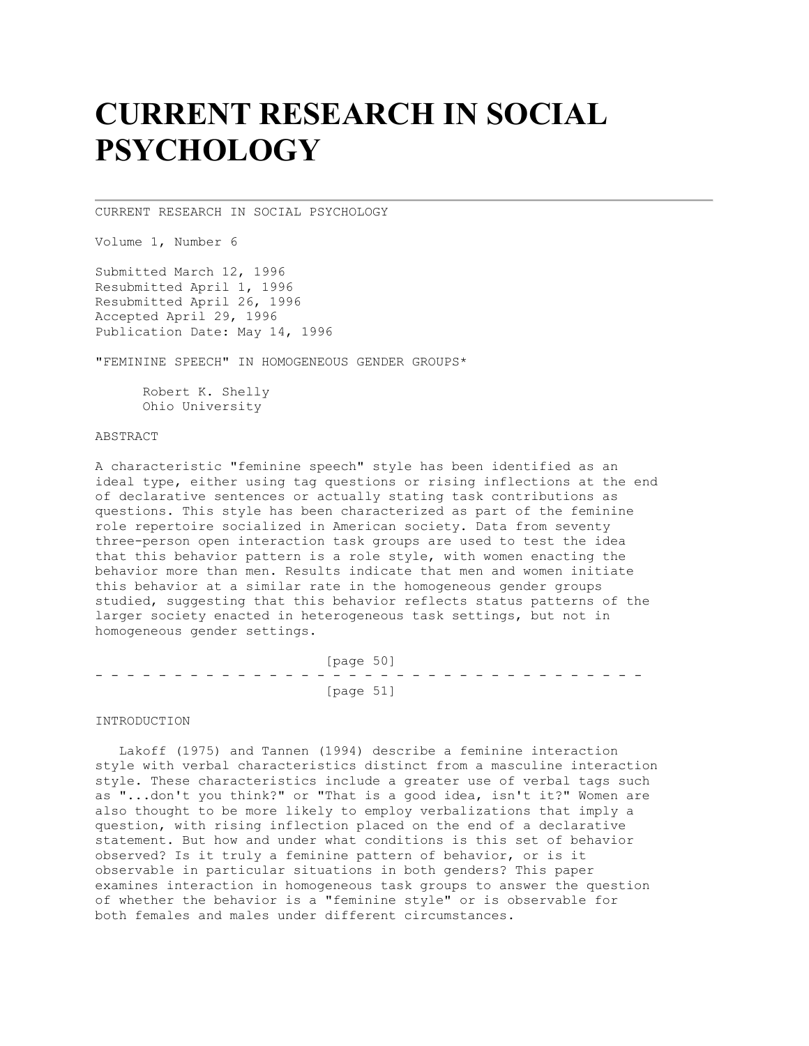# CURRENT RESEARCH IN SOCIAL PSYCHOLOGY

CURRENT RESEARCH IN SOCIAL PSYCHOLOGY

Volume 1, Number 6

Submitted March 12, 1996
Resubmitted April 1, 1996
Resubmitted April 26, 1996
Accepted April 29, 1996
Publication Date: May 14, 1996

"FEMININE SPEECH" IN HOMOGENEOUS GENDER GROUPS*

Robert K. Shelly
Ohio University

ABSTRACT

A characteristic "feminine speech" style has been identified as an ideal type, either using tag questions or rising inflections at the end of declarative sentences or actually stating task contributions as questions. This style has been characterized as part of the feminine role repertoire socialized in American society. Data from seventy three-person open interaction task groups are used to test the idea that this behavior pattern is a role style, with women enacting the behavior more than men. Results indicate that men and women initiate this behavior at a similar rate in the homogeneous gender groups studied, suggesting that this behavior reflects status patterns of the larger society enacted in heterogeneous task settings, but not in homogeneous gender settings.

[page 50]

[page 51]

INTRODUCTION

Lakoff (1975) and Tannen (1994) describe a feminine interaction style with verbal characteristics distinct from a masculine interaction style. These characteristics include a greater use of verbal tags such as "...don't you think?" or "That is a good idea, isn't it?" Women are also thought to be more likely to employ verbalizations that imply a question, with rising inflection placed on the end of a declarative statement. But how and under what conditions is this set of behavior observed? Is it truly a feminine pattern of behavior, or is it observable in particular situations in both genders? This paper examines interaction in homogeneous task groups to answer the question of whether the behavior is a "feminine style" or is observable for both females and males under different circumstances.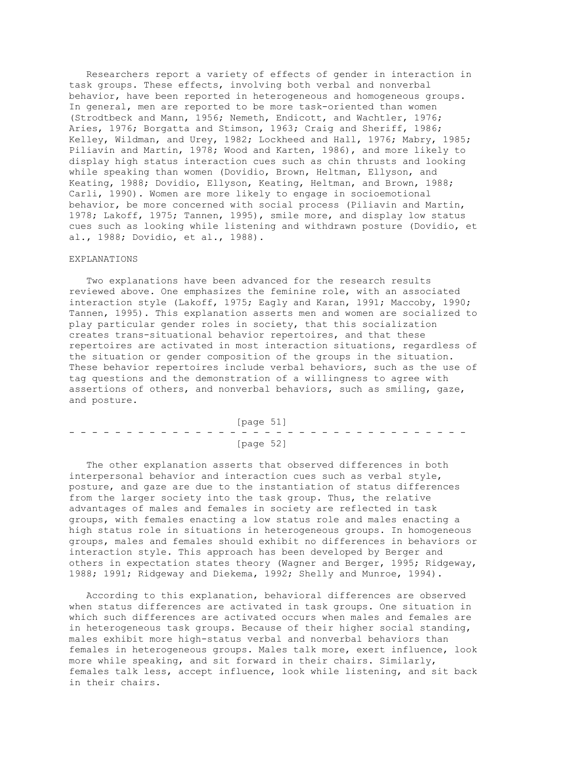Researchers report a variety of effects of gender in interaction in task groups. These effects, involving both verbal and nonverbal behavior, have been reported in heterogeneous and homogeneous groups. In general, men are reported to be more task-oriented than women (Strodtbeck and Mann, 1956; Nemeth, Endicott, and Wachtler, 1976; Aries, 1976; Borgatta and Stimson, 1963; Craig and Sheriff, 1986; Kelley, Wildman, and Urey, 1982; Lockheed and Hall, 1976; Mabry, 1985; Piliavin and Martin, 1978; Wood and Karten, 1986), and more likely to display high status interaction cues such as chin thrusts and looking while speaking than women (Dovidio, Brown, Heltman, Ellyson, and Keating, 1988; Dovidio, Ellyson, Keating, Heltman, and Brown, 1988; Carli, 1990). Women are more likely to engage in socioemotional behavior, be more concerned with social process (Piliavin and Martin, 1978; Lakoff, 1975; Tannen, 1995), smile more, and display low status cues such as looking while listening and withdrawn posture (Dovidio, et al., 1988; Dovidio, et al., 1988).

## EXPLANATIONS

Two explanations have been advanced for the research results reviewed above. One emphasizes the feminine role, with an associated interaction style (Lakoff, 1975; Eagly and Karan, 1991; Maccoby, 1990; Tannen, 1995). This explanation asserts men and women are socialized to play particular gender roles in society, that this socialization creates trans-situational behavior repertoires, and that these repertoires are activated in most interaction situations, regardless of the situation or gender composition of the groups in the situation. These behavior repertoires include verbal behaviors, such as the use of tag questions and the demonstration of a willingness to agree with assertions of others, and nonverbal behaviors, such as smiling, gaze, and posture.

The other explanation asserts that observed differences in both interpersonal behavior and interaction cues such as verbal style, posture, and gaze are due to the instantiation of status differences from the larger society into the task group. Thus, the relative advantages of males and females in society are reflected in task groups, with females enacting a low status role and males enacting a high status role in situations in heterogeneous groups. In homogeneous groups, males and females should exhibit no differences in behaviors or interaction style. This approach has been developed by Berger and others in expectation states theory (Wagner and Berger, 1995; Ridgeway, 1988; 1991; Ridgeway and Diekema, 1992; Shelly and Munroe, 1994).

According to this explanation, behavioral differences are observed when status differences are activated in task groups. One situation in which such differences are activated occurs when males and females are in heterogeneous task groups. Because of their higher social standing, males exhibit more high-status verbal and nonverbal behaviors than females in heterogeneous groups. Males talk more, exert influence, look more while speaking, and sit forward in their chairs. Similarly, females talk less, accept influence, look while listening, and sit back in their chairs.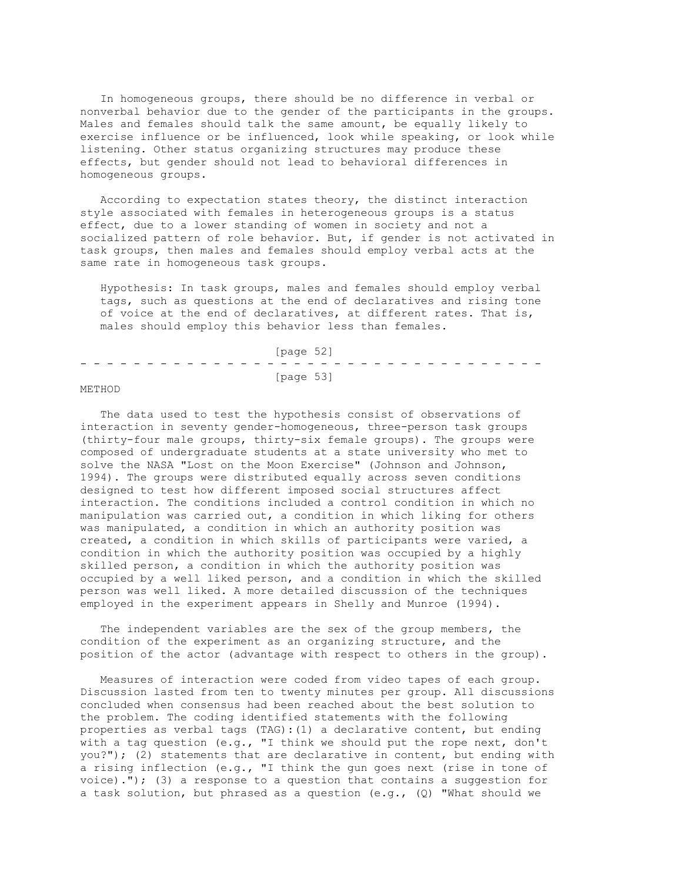In homogeneous groups, there should be no difference in verbal or nonverbal behavior due to the gender of the participants in the groups. Males and females should talk the same amount, be equally likely to exercise influence or be influenced, look while speaking, or look while listening. Other status organizing structures may produce these effects, but gender should not lead to behavioral differences in homogeneous groups.

According to expectation states theory, the distinct interaction style associated with females in heterogeneous groups is a status effect, due to a lower standing of women in society and not a socialized pattern of role behavior. But, if gender is not activated in task groups, then males and females should employ verbal acts at the same rate in homogeneous task groups.

> Hypothesis: In task groups, males and females should employ verbal tags, such as questions at the end of declaratives and rising tone of voice at the end of declaratives, at different rates. That is, males should employ this behavior less than females.

## METHOD

The data used to test the hypothesis consist of observations of interaction in seventy gender-homogeneous, three-person task groups (thirty-four male groups, thirty-six female groups). The groups were composed of undergraduate students at a state university who met to solve the NASA "Lost on the Moon Exercise" (Johnson and Johnson, 1994). The groups were distributed equally across seven conditions designed to test how different imposed social structures affect interaction. The conditions included a control condition in which no manipulation was carried out, a condition in which liking for others was manipulated, a condition in which an authority position was created, a condition in which skills of participants were varied, a condition in which the authority position was occupied by a highly skilled person, a condition in which the authority position was occupied by a well liked person, and a condition in which the skilled person was well liked. A more detailed discussion of the techniques employed in the experiment appears in Shelly and Munroe (1994).

The independent variables are the sex of the group members, the condition of the experiment as an organizing structure, and the position of the actor (advantage with respect to others in the group).

Measures of interaction were coded from video tapes of each group. Discussion lasted from ten to twenty minutes per group. All discussions concluded when consensus had been reached about the best solution to the problem. The coding identified statements with the following properties as verbal tags (TAG):(1) a declarative content, but ending with a tag question (e.g., "I think we should put the rope next, don't you?"); (2) statements that are declarative in content, but ending with a rising inflection (e.g., "I think the gun goes next (rise in tone of voice)."); (3) a response to a question that contains a suggestion for a task solution, but phrased as a question (e.g., (Q) "What should we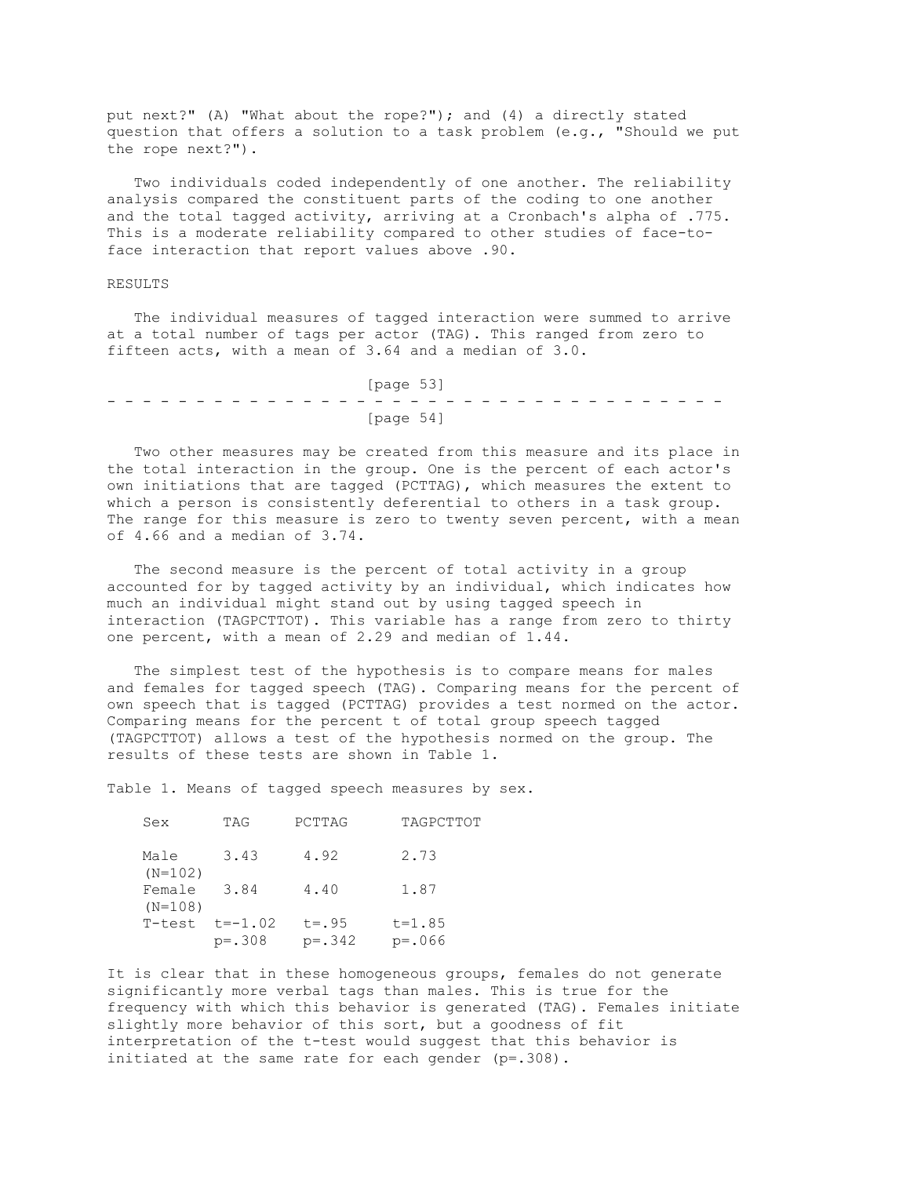put next?" (A) "What about the rope?"); and (4) a directly stated question that offers a solution to a task problem (e.g., "Should we put the rope next?").

Two individuals coded independently of one another. The reliability analysis compared the constituent parts of the coding to one another and the total tagged activity, arriving at a Cronbach's alpha of .775. This is a moderate reliability compared to other studies of face-to-face interaction that report values above .90.

## RESULTS

The individual measures of tagged interaction were summed to arrive at a total number of tags per actor (TAG). This ranged from zero to fifteen acts, with a mean of 3.64 and a median of 3.0.

Two other measures may be created from this measure and its place in the total interaction in the group. One is the percent of each actor's own initiations that are tagged (PCTTAG), which measures the extent to which a person is consistently deferential to others in a task group. The range for this measure is zero to twenty seven percent, with a mean of 4.66 and a median of 3.74.

The second measure is the percent of total activity in a group accounted for by tagged activity by an individual, which indicates how much an individual might stand out by using tagged speech in interaction (TAGPCTTOT). This variable has a range from zero to thirty one percent, with a mean of 2.29 and median of 1.44.

The simplest test of the hypothesis is to compare means for males and females for tagged speech (TAG). Comparing means for the percent of own speech that is tagged (PCTTAG) provides a test normed on the actor. Comparing means for the percent t of total group speech tagged (TAGPCTTOT) allows a test of the hypothesis normed on the group. The results of these tests are shown in Table 1.

Table 1. Means of tagged speech measures by sex.

| Sex | TAG | PCTTAG | TAGPCTTOT |
|---|---|---|---|
| Male (N=102) | 3.43 | 4.92 | 2.73 |
| Female (N=108) | 3.84 | 4.40 | 1.87 |
| T-test | t=-1.02 p=.308 | t=.95 p=.342 | t=1.85 p=.066 |

It is clear that in these homogeneous groups, females do not generate significantly more verbal tags than males. This is true for the frequency with which this behavior is generated (TAG). Females initiate slightly more behavior of this sort, but a goodness of fit interpretation of the t-test would suggest that this behavior is initiated at the same rate for each gender (p=.308).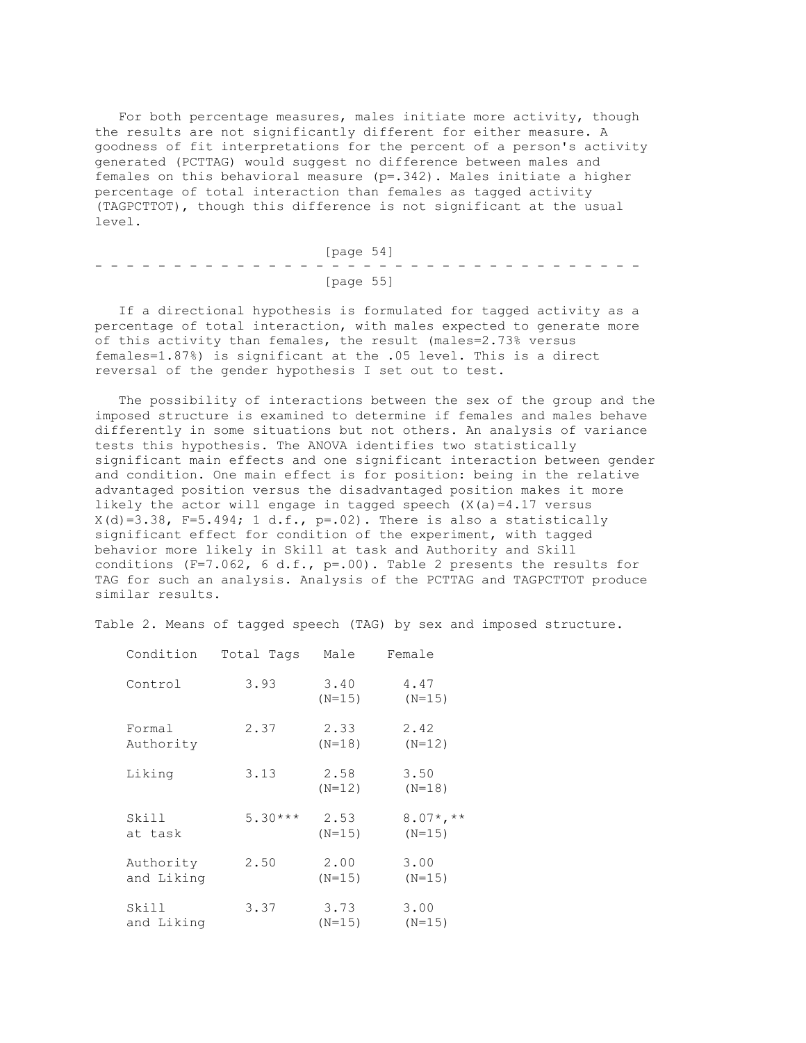For both percentage measures, males initiate more activity, though the results are not significantly different for either measure. A goodness of fit interpretations for the percent of a person's activity generated (PCTTAG) would suggest no difference between males and females on this behavioral measure ($p=.342$). Males initiate a higher percentage of total interaction than females as tagged activity (TAGPCTTOT), though this difference is not significant at the usual level.

If a directional hypothesis is formulated for tagged activity as a percentage of total interaction, with males expected to generate more of this activity than females, the result (males=2.73% versus females=1.87%) is significant at the .05 level. This is a direct reversal of the gender hypothesis I set out to test.

The possibility of interactions between the sex of the group and the imposed structure is examined to determine if females and males behave differently in some situations but not others. An analysis of variance tests this hypothesis. The ANOVA identifies two statistically significant main effects and one significant interaction between gender and condition. One main effect is for position: being in the relative advantaged position versus the disadvantaged position makes it more likely the actor will engage in tagged speech ($X(a)=4.17$ versus $X(d)=3.38$, $F=5.494$; 1 d.f., $p=.02$). There is also a statistically significant effect for condition of the experiment, with tagged behavior more likely in Skill at task and Authority and Skill conditions ($F=7.062$, 6 d.f., $p=.00$). Table 2 presents the results for TAG for such an analysis. Analysis of the PCTTAG and TAGPCTTOT produce similar results.

Table 2. Means of tagged speech (TAG) by sex and imposed structure.

| Condition | Total Tags | Male | Female |
|---|---|---|---|
| Control | 3.93 | 3.40 (N=15) | 4.47 (N=15) |
| Formal Authority | 2.37 | 2.33 (N=18) | 2.42 (N=12) |
| Liking | 3.13 | 2.58 (N=12) | 3.50 (N=18) |
| Skill at task | 5.30*** | 2.53 (N=15) | 8.07*,** (N=15) |
| Authority and Liking | 2.50 | 2.00 (N=15) | 3.00 (N=15) |
| Skill and Liking | 3.37 | 3.73 (N=15) | 3.00 (N=15) |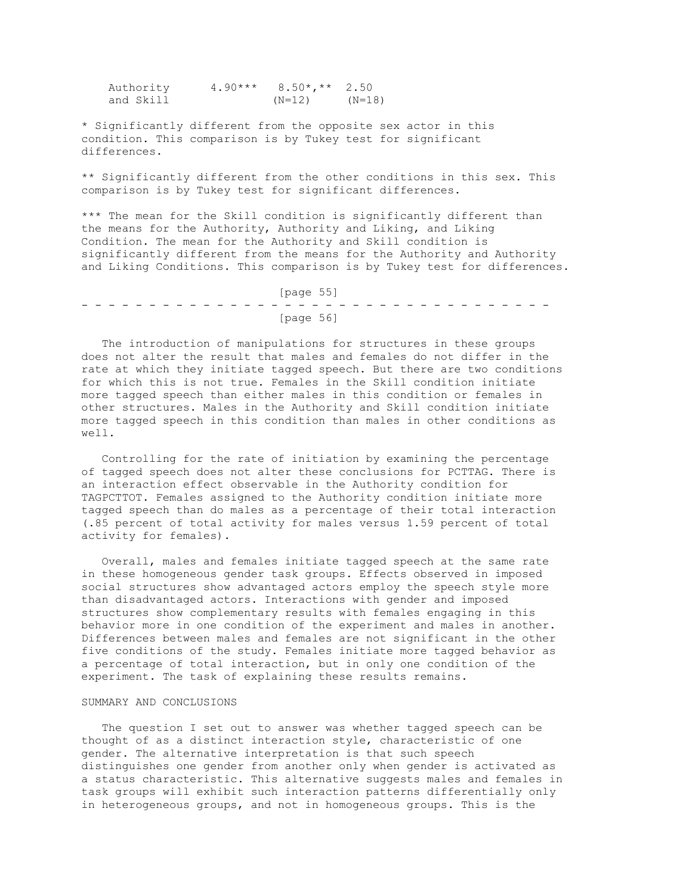| | | | |
|---|---|---|---|
| Authority and Skill | 4.90*** | 8.50*,** (N=12) | 2.50 (N=18) |

* Significantly different from the opposite sex actor in this condition. This comparison is by Tukey test for significant differences.

** Significantly different from the other conditions in this sex. This comparison is by Tukey test for significant differences.

*** The mean for the Skill condition is significantly different than the means for the Authority, Authority and Liking, and Liking Condition. The mean for the Authority and Skill condition is significantly different from the means for the Authority and Authority and Liking Conditions. This comparison is by Tukey test for differences.

The introduction of manipulations for structures in these groups does not alter the result that males and females do not differ in the rate at which they initiate tagged speech. But there are two conditions for which this is not true. Females in the Skill condition initiate more tagged speech than either males in this condition or females in other structures. Males in the Authority and Skill condition initiate more tagged speech in this condition than males in other conditions as well.

Controlling for the rate of initiation by examining the percentage of tagged speech does not alter these conclusions for PCTTAG. There is an interaction effect observable in the Authority condition for TAGPCTTOT. Females assigned to the Authority condition initiate more tagged speech than do males as a percentage of their total interaction (.85 percent of total activity for males versus 1.59 percent of total activity for females).

Overall, males and females initiate tagged speech at the same rate in these homogeneous gender task groups. Effects observed in imposed social structures show advantaged actors employ the speech style more than disadvantaged actors. Interactions with gender and imposed structures show complementary results with females engaging in this behavior more in one condition of the experiment and males in another. Differences between males and females are not significant in the other five conditions of the study. Females initiate more tagged behavior as a percentage of total interaction, but in only one condition of the experiment. The task of explaining these results remains.

## SUMMARY AND CONCLUSIONS

The question I set out to answer was whether tagged speech can be thought of as a distinct interaction style, characteristic of one gender. The alternative interpretation is that such speech distinguishes one gender from another only when gender is activated as a status characteristic. This alternative suggests males and females in task groups will exhibit such interaction patterns differentially only in heterogeneous groups, and not in homogeneous groups. This is the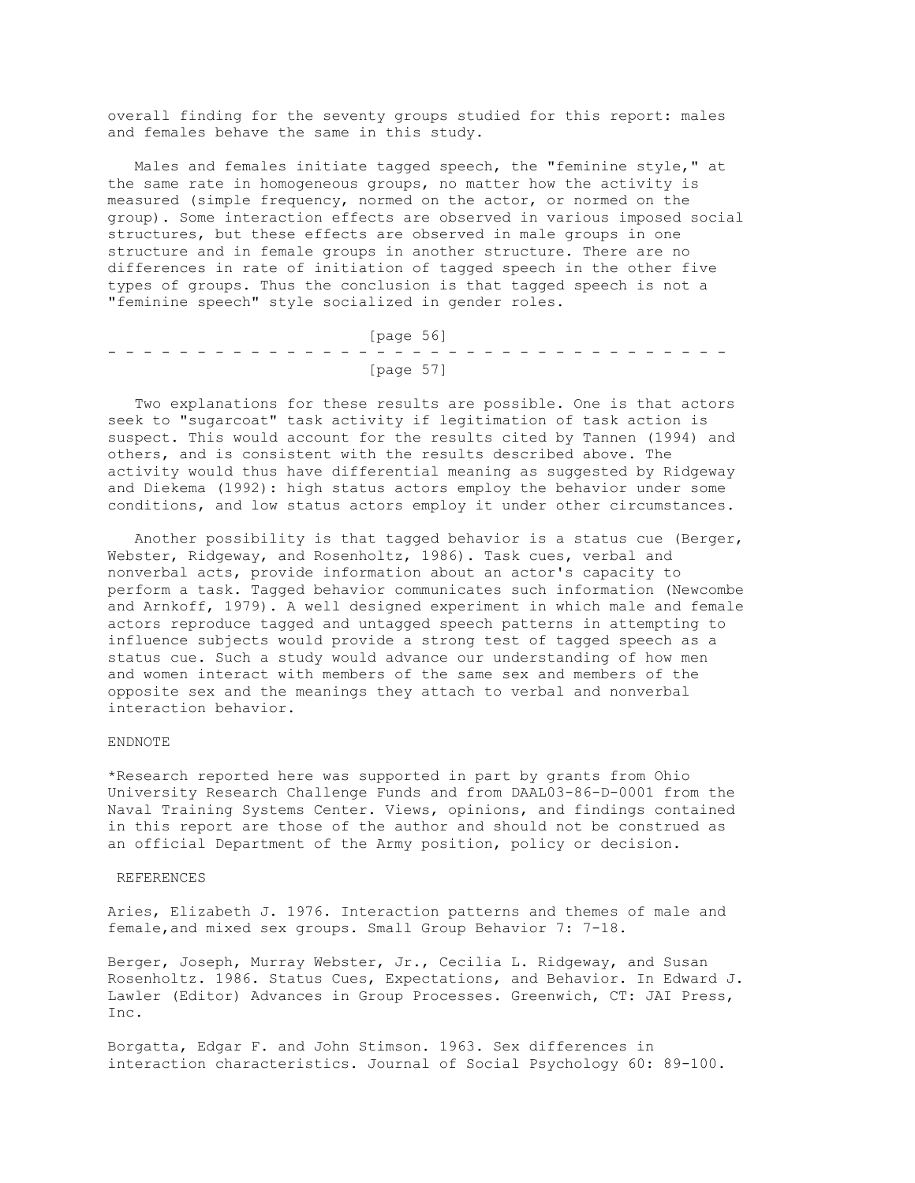overall finding for the seventy groups studied for this report: males and females behave the same in this study.

Males and females initiate tagged speech, the "feminine style," at the same rate in homogeneous groups, no matter how the activity is measured (simple frequency, normed on the actor, or normed on the group). Some interaction effects are observed in various imposed social structures, but these effects are observed in male groups in one structure and in female groups in another structure. There are no differences in rate of initiation of tagged speech in the other five types of groups. Thus the conclusion is that tagged speech is not a "feminine speech" style socialized in gender roles.

Two explanations for these results are possible. One is that actors seek to "sugarcoat" task activity if legitimation of task action is suspect. This would account for the results cited by Tannen (1994) and others, and is consistent with the results described above. The activity would thus have differential meaning as suggested by Ridgeway and Diekema (1992): high status actors employ the behavior under some conditions, and low status actors employ it under other circumstances.

Another possibility is that tagged behavior is a status cue (Berger, Webster, Ridgeway, and Rosenholtz, 1986). Task cues, verbal and nonverbal acts, provide information about an actor's capacity to perform a task. Tagged behavior communicates such information (Newcombe and Arnkoff, 1979). A well designed experiment in which male and female actors reproduce tagged and untagged speech patterns in attempting to influence subjects would provide a strong test of tagged speech as a status cue. Such a study would advance our understanding of how men and women interact with members of the same sex and members of the opposite sex and the meanings they attach to verbal and nonverbal interaction behavior.

## ENDNOTE

*Research reported here was supported in part by grants from Ohio University Research Challenge Funds and from DAAL03-86-D-0001 from the Naval Training Systems Center. Views, opinions, and findings contained in this report are those of the author and should not be construed as an official Department of the Army position, policy or decision.

## REFERENCES

Aries, Elizabeth J. 1976. Interaction patterns and themes of male and female,and mixed sex groups. Small Group Behavior 7: 7-18.

Berger, Joseph, Murray Webster, Jr., Cecilia L. Ridgeway, and Susan Rosenholtz. 1986. Status Cues, Expectations, and Behavior. In Edward J. Lawler (Editor) Advances in Group Processes. Greenwich, CT: JAI Press, Inc.

Borgatta, Edgar F. and John Stimson. 1963. Sex differences in interaction characteristics. Journal of Social Psychology 60: 89-100.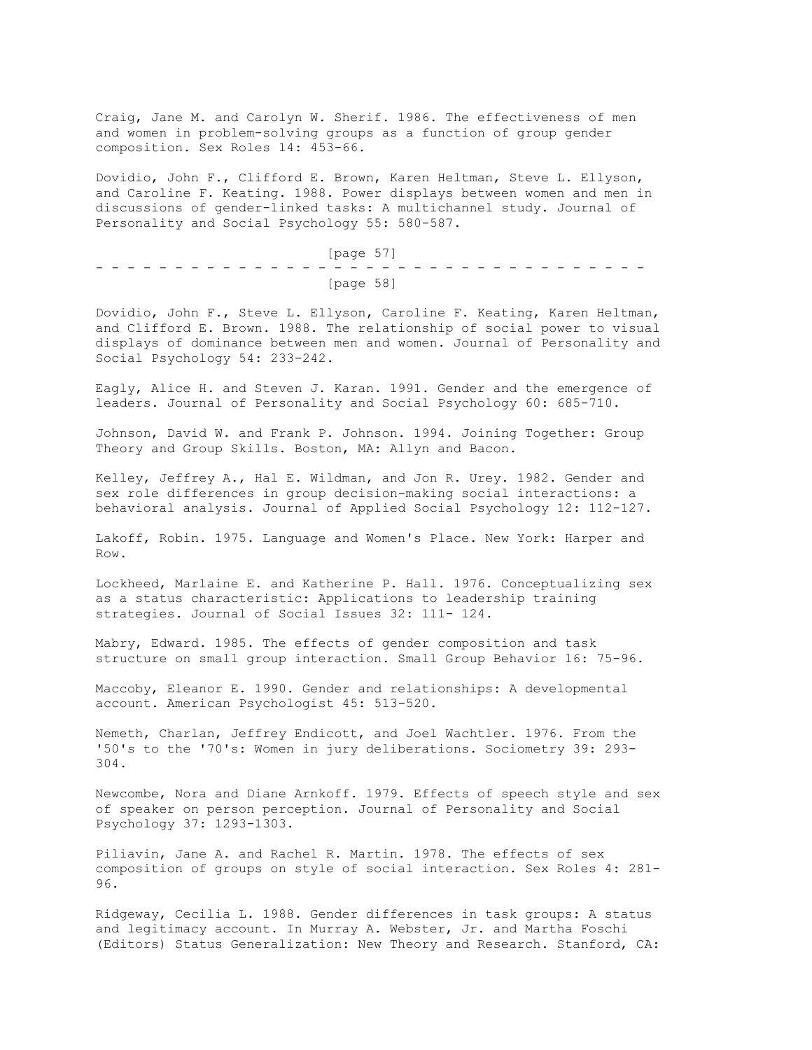Craig, Jane M. and Carolyn W. Sherif. 1986. The effectiveness of men and women in problem-solving groups as a function of group gender composition. Sex Roles 14: 453-66.

Dovidio, John F., Clifford E. Brown, Karen Heltman, Steve L. Ellyson, and Caroline F. Keating. 1988. Power displays between women and men in discussions of gender-linked tasks: A multichannel study. Journal of Personality and Social Psychology 55: 580-587.

Dovidio, John F., Steve L. Ellyson, Caroline F. Keating, Karen Heltman, and Clifford E. Brown. 1988. The relationship of social power to visual displays of dominance between men and women. Journal of Personality and Social Psychology 54: 233-242.

Eagly, Alice H. and Steven J. Karan. 1991. Gender and the emergence of leaders. Journal of Personality and Social Psychology 60: 685-710.

Johnson, David W. and Frank P. Johnson. 1994. Joining Together: Group Theory and Group Skills. Boston, MA: Allyn and Bacon.

Kelley, Jeffrey A., Hal E. Wildman, and Jon R. Urey. 1982. Gender and sex role differences in group decision-making social interactions: a behavioral analysis. Journal of Applied Social Psychology 12: 112-127.

Lakoff, Robin. 1975. Language and Women's Place. New York: Harper and Row.

Lockheed, Marlaine E. and Katherine P. Hall. 1976. Conceptualizing sex as a status characteristic: Applications to leadership training strategies. Journal of Social Issues 32: 111- 124.

Mabry, Edward. 1985. The effects of gender composition and task structure on small group interaction. Small Group Behavior 16: 75-96.

Maccoby, Eleanor E. 1990. Gender and relationships: A developmental account. American Psychologist 45: 513-520.

Nemeth, Charlan, Jeffrey Endicott, and Joel Wachtler. 1976. From the '50's to the '70's: Women in jury deliberations. Sociometry 39: 293-304.

Newcombe, Nora and Diane Arnkoff. 1979. Effects of speech style and sex of speaker on person perception. Journal of Personality and Social Psychology 37: 1293-1303.

Piliavin, Jane A. and Rachel R. Martin. 1978. The effects of sex composition of groups on style of social interaction. Sex Roles 4: 281-96.

Ridgeway, Cecilia L. 1988. Gender differences in task groups: A status and legitimacy account. In Murray A. Webster, Jr. and Martha Foschi (Editors) Status Generalization: New Theory and Research. Stanford, CA: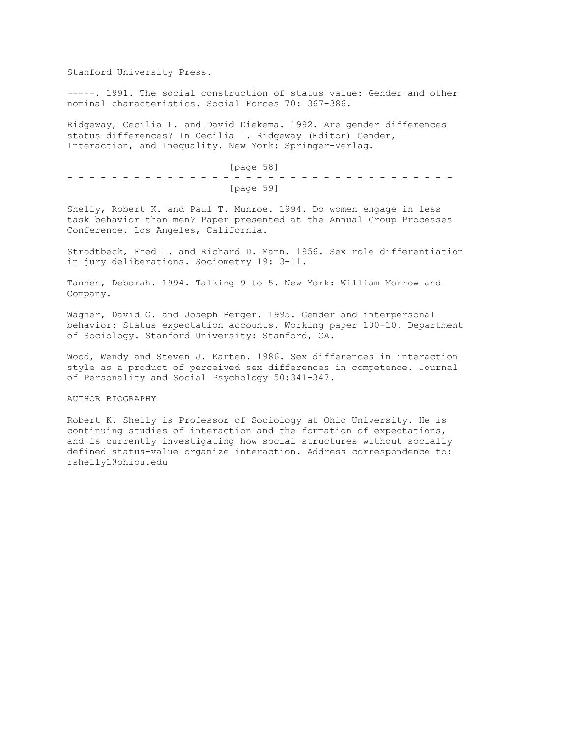Stanford University Press.

-----. 1991. The social construction of status value: Gender and other nominal characteristics. Social Forces 70: 367-386.

Ridgeway, Cecilia L. and David Diekema. 1992. Are gender differences status differences? In Cecilia L. Ridgeway (Editor) Gender, Interaction, and Inequality. New York: Springer-Verlag.

Shelly, Robert K. and Paul T. Munroe. 1994. Do women engage in less task behavior than men? Paper presented at the Annual Group Processes Conference. Los Angeles, California.

Strodtbeck, Fred L. and Richard D. Mann. 1956. Sex role differentiation in jury deliberations. Sociometry 19: 3-11.

Tannen, Deborah. 1994. Talking 9 to 5. New York: William Morrow and Company.

Wagner, David G. and Joseph Berger. 1995. Gender and interpersonal behavior: Status expectation accounts. Working paper 100-10. Department of Sociology. Stanford University: Stanford, CA.

Wood, Wendy and Steven J. Karten. 1986. Sex differences in interaction style as a product of perceived sex differences in competence. Journal of Personality and Social Psychology 50:341-347.

AUTHOR BIOGRAPHY

Robert K. Shelly is Professor of Sociology at Ohio University. He is continuing studies of interaction and the formation of expectations, and is currently investigating how social structures without socially defined status-value organize interaction. Address correspondence to: rshelly1@ohiou.edu